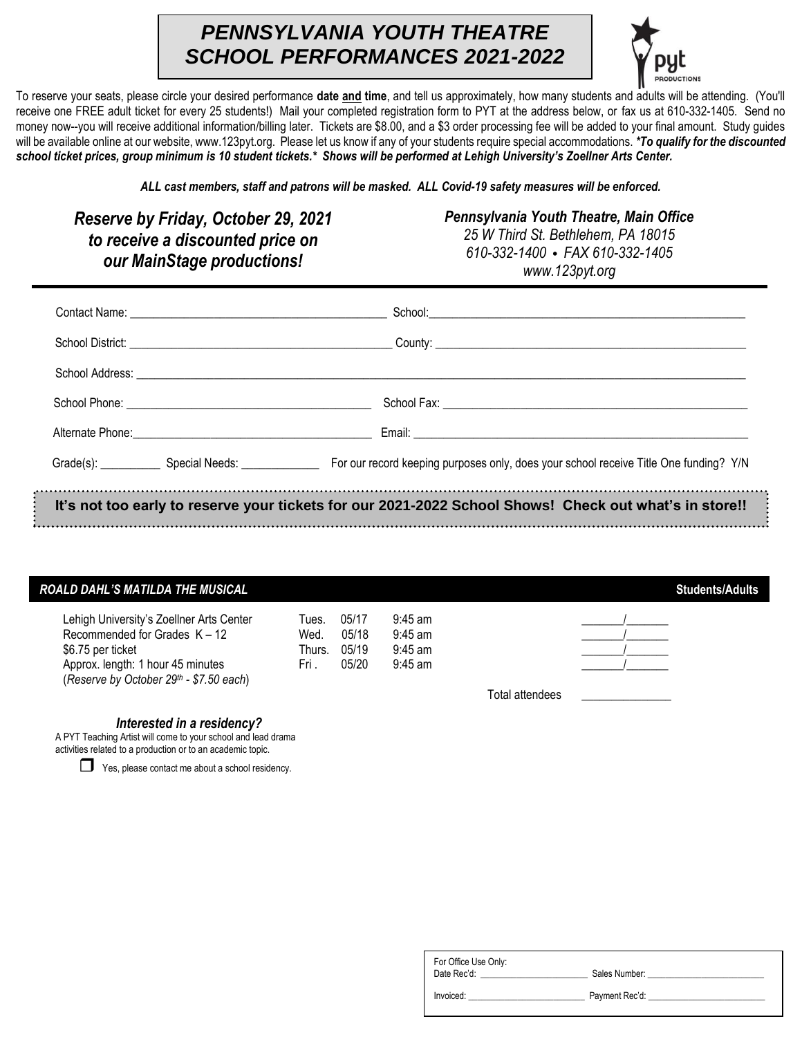# *PENNSYLVANIA YOUTH THEATRE SCHOOL PERFORMANCES 2021-2022*

pyt PRODUCTIONS

To reserve your seats, please circle your desired performance **date and time**, and tell us approximately, how many students and adults will be attending. (You'll receive one FREE adult ticket for every 25 students!) Mail your completed registration form to PYT at the address below, or fax us at 610-332-1405. Send no money now--you will receive additional information/billing later. Tickets are $8.00, and a $3 order processing fee will be added to your final amount. Study guides will be available online at our website, www.123pyt.org. Please let us know if any of your students require special accommodations. ***\*To qualify for the discounted school ticket prices, group minimum is 10 student tickets.\* Shows will be performed at Lehigh University's Zoellner Arts Center.***

***ALL cast members, staff and patrons will be masked. ALL Covid-19 safety measures will be enforced.***

***Reserve by Friday, October 29, 2021 to receive a discounted price on our MainStage productions!***

***Pennsylvania Youth Theatre, Main Office***
*25 W Third St. Bethlehem, PA 18015*
*610-332-1400 • FAX 610-332-1405*
*www.123pyt.org*

Contact Name: ______________________ School: ______________________

School District: ______________________ County: ______________________

School Address: ____________________________________________

School Phone: ______________________ School Fax: ______________________

Alternate Phone: ______________________ Email: ______________________

Grade(s): __________ Special Needs: _____________ For our record keeping purposes only, does your school receive Title One funding? Y/N

**It's not too early to reserve your tickets for our 2021-2022 School Shows! Check out what's in store!!**

***ROALD DAHL'S MATILDA THE MUSICAL*** **Students/Adults**

| | Day | Date | Time | Students/Adults |
|---|---|---|---|---|
| Lehigh University's Zoellner Arts Center | Tues. | 05/17 | 9:45 am | _______/_______ |
| Recommended for Grades K – 12 | Wed. | 05/18 | 9:45 am | _______/_______ |
| $6.75 per ticket | Thurs. | 05/19 | 9:45 am | _______/_______ |
| Approx. length: 1 hour 45 minutes | Fri . | 05/20 | 9:45 am | _______/_______ |
| (*Reserve by October 29th - $7.50 each*) | | | | |
| | | | Total attendees | _______________ |

***Interested in a residency?***
A PYT Teaching Artist will come to your school and lead drama activities related to a production or to an academic topic.

☐ Yes, please contact me about a school residency.

For Office Use Only:
Date Rec'd: ______________ Sales Number: ______________
Invoiced: ______________ Payment Rec'd: ______________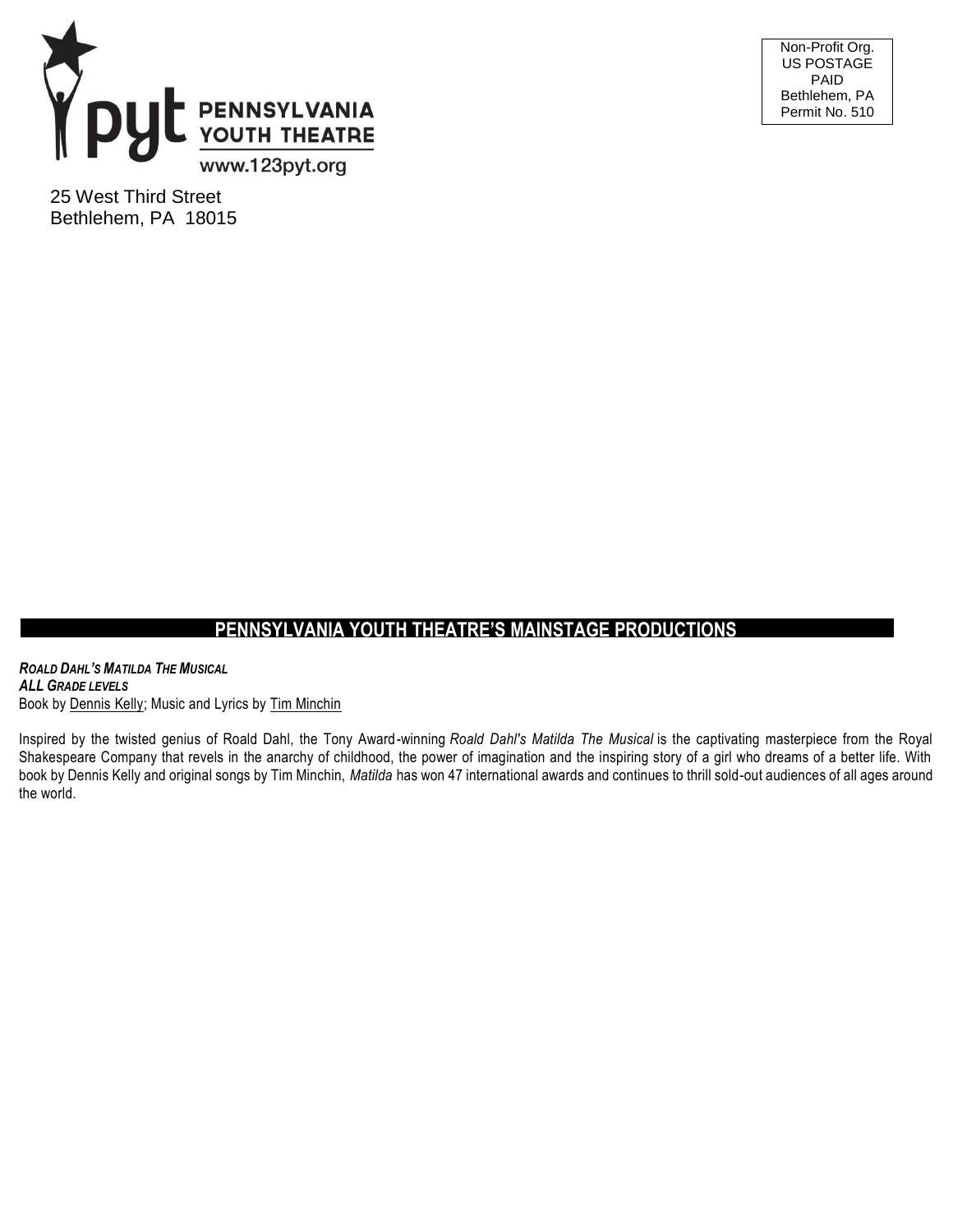PENNSYLVANIA YOUTH THEATRE

www.123pyt.org

25 West Third Street
Bethlehem, PA 18015

Non-Profit Org.
US POSTAGE
PAID
Bethlehem, PA
Permit No. 510

## PENNSYLVANIA YOUTH THEATRE'S MAINSTAGE PRODUCTIONS

***ROALD DAHL'S MATILDA THE MUSICAL***
***ALL GRADE LEVELS***
Book by Dennis Kelly; Music and Lyrics by Tim Minchin

Inspired by the twisted genius of Roald Dahl, the Tony Award-winning *Roald Dahl's Matilda The Musical* is the captivating masterpiece from the Royal Shakespeare Company that revels in the anarchy of childhood, the power of imagination and the inspiring story of a girl who dreams of a better life. With book by Dennis Kelly and original songs by Tim Minchin, *Matilda* has won 47 international awards and continues to thrill sold-out audiences of all ages around the world.